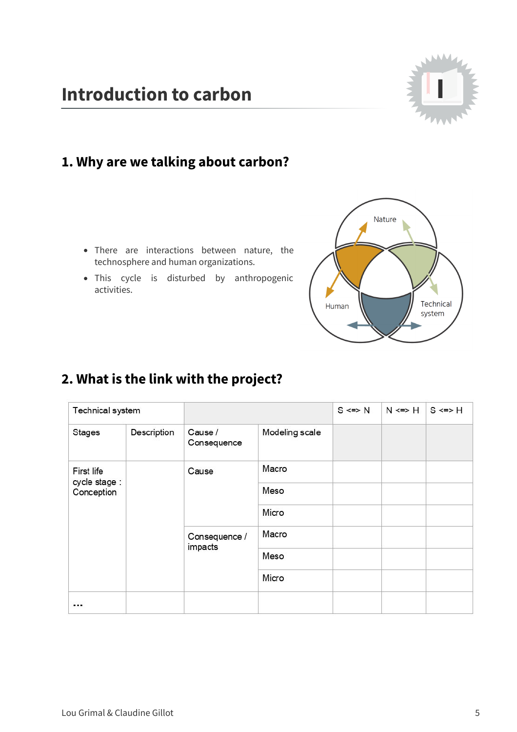# Introduction to carbon

## 1. Why are we talking about carbon?

- There are interactions between nature, the technosphere and human organizations.
- This cycle is disturbed by anthropogenic activities.

## 2. What is the link with the project?

| Technical system | | | | S <=> N | N <=> H | S <=> H |
|---|---|---|---|---|---|---|
| Stages | Description | Cause / Consequence | Modeling scale | | | |
| First life cycle stage : Conception | | Cause | Macro | | | |
| | | | Meso | | | |
| | | | Micro | | | |
| | | Consequence / impacts | Macro | | | |
| | | | Meso | | | |
| | | | Micro | | | |
| ... | | | | | | |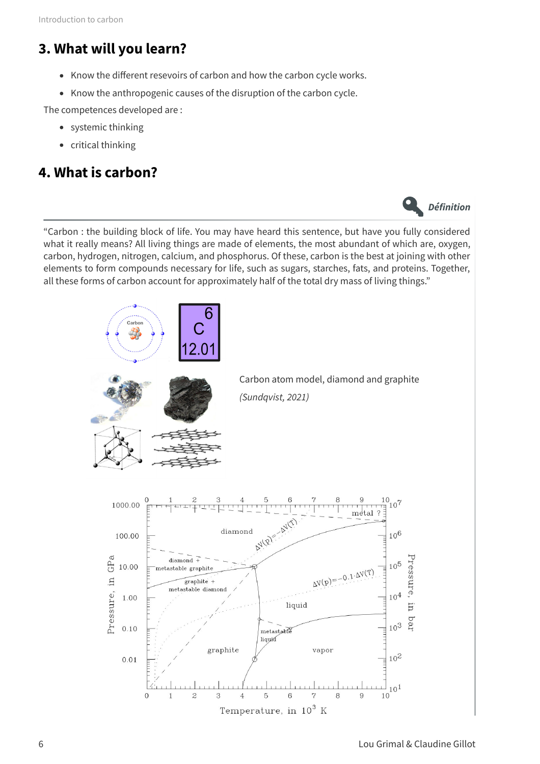## 3. What will you learn?

- Know the different resevoirs of carbon and how the carbon cycle works.
- Know the anthropogenic causes of the disruption of the carbon cycle.

The competences developed are :

- systemic thinking
- critical thinking

## 4. What is carbon?

***Définition***

"Carbon : the building block of life. You may have heard this sentence, but have you fully considered what it really means? All living things are made of elements, the most abundant of which are, oxygen, carbon, hydrogen, nitrogen, calcium, and phosphorus. Of these, carbon is the best at joining with other elements to form compounds necessary for life, such as sugars, starches, fats, and proteins. Together, all these forms of carbon account for approximately half of the total dry mass of living things."

Carbon atom model, diamond and graphite

*(Sundqvist, 2021)*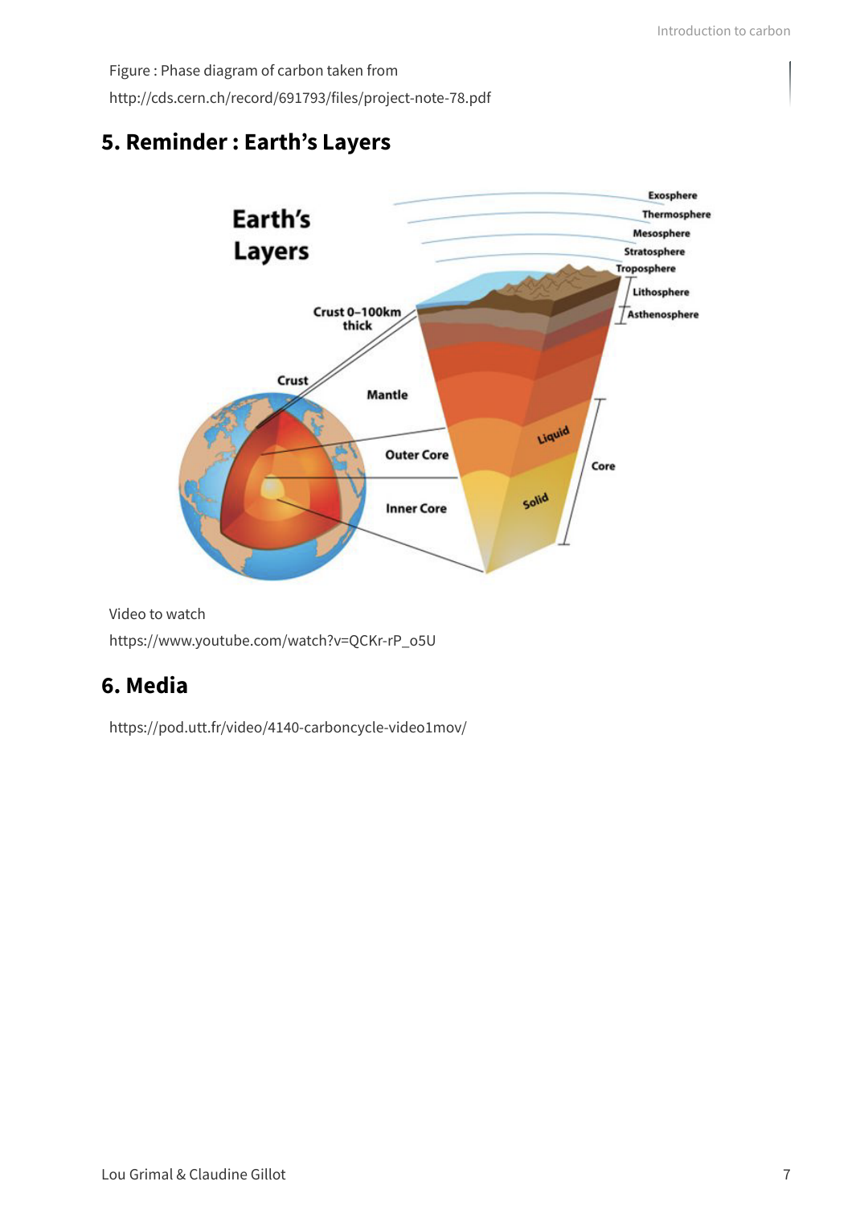Figure : Phase diagram of carbon taken from
http://cds.cern.ch/record/691793/files/project-note-78.pdf

## 5. Reminder : Earth's Layers

Earth's Layers

Exosphere
Thermosphere
Mesosphere
Stratosphere
Troposphere
Lithosphere
Asthenosphere
Crust 0–100km thick
Crust
Mantle
Outer Core
Inner Core
Liquid
Solid
Core

Video to watch
https://www.youtube.com/watch?v=QCKr-rP_o5U

## 6. Media

https://pod.utt.fr/video/4140-carboncycle-video1mov/